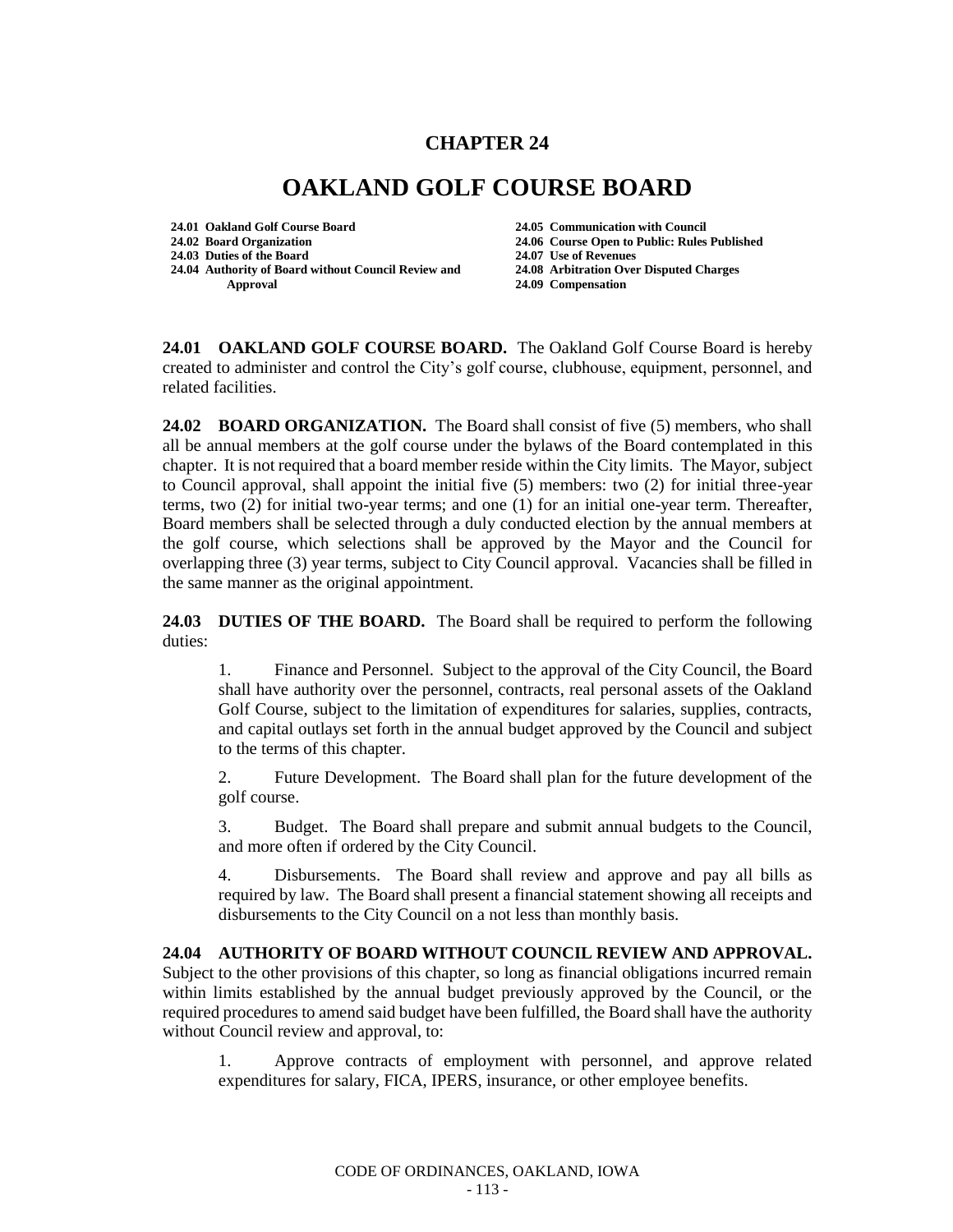# CHAPTER 24

# OAKLAND GOLF COURSE BOARD

**24.01 Oakland Golf Course Board**
**24.02 Board Organization**
**24.03 Duties of the Board**
**24.04 Authority of Board without Council Review and Approval**
**24.05 Communication with Council**
**24.06 Course Open to Public: Rules Published**
**24.07 Use of Revenues**
**24.08 Arbitration Over Disputed Charges**
**24.09 Compensation**

**24.01 OAKLAND GOLF COURSE BOARD.** The Oakland Golf Course Board is hereby created to administer and control the City's golf course, clubhouse, equipment, personnel, and related facilities.

**24.02 BOARD ORGANIZATION.** The Board shall consist of five (5) members, who shall all be annual members at the golf course under the bylaws of the Board contemplated in this chapter. It is not required that a board member reside within the City limits. The Mayor, subject to Council approval, shall appoint the initial five (5) members: two (2) for initial three-year terms, two (2) for initial two-year terms; and one (1) for an initial one-year term. Thereafter, Board members shall be selected through a duly conducted election by the annual members at the golf course, which selections shall be approved by the Mayor and the Council for overlapping three (3) year terms, subject to City Council approval. Vacancies shall be filled in the same manner as the original appointment.

**24.03 DUTIES OF THE BOARD.** The Board shall be required to perform the following duties:

1. Finance and Personnel. Subject to the approval of the City Council, the Board shall have authority over the personnel, contracts, real personal assets of the Oakland Golf Course, subject to the limitation of expenditures for salaries, supplies, contracts, and capital outlays set forth in the annual budget approved by the Council and subject to the terms of this chapter.

2. Future Development. The Board shall plan for the future development of the golf course.

3. Budget. The Board shall prepare and submit annual budgets to the Council, and more often if ordered by the City Council.

4. Disbursements. The Board shall review and approve and pay all bills as required by law. The Board shall present a financial statement showing all receipts and disbursements to the City Council on a not less than monthly basis.

**24.04 AUTHORITY OF BOARD WITHOUT COUNCIL REVIEW AND APPROVAL.** Subject to the other provisions of this chapter, so long as financial obligations incurred remain within limits established by the annual budget previously approved by the Council, or the required procedures to amend said budget have been fulfilled, the Board shall have the authority without Council review and approval, to:

1. Approve contracts of employment with personnel, and approve related expenditures for salary, FICA, IPERS, insurance, or other employee benefits.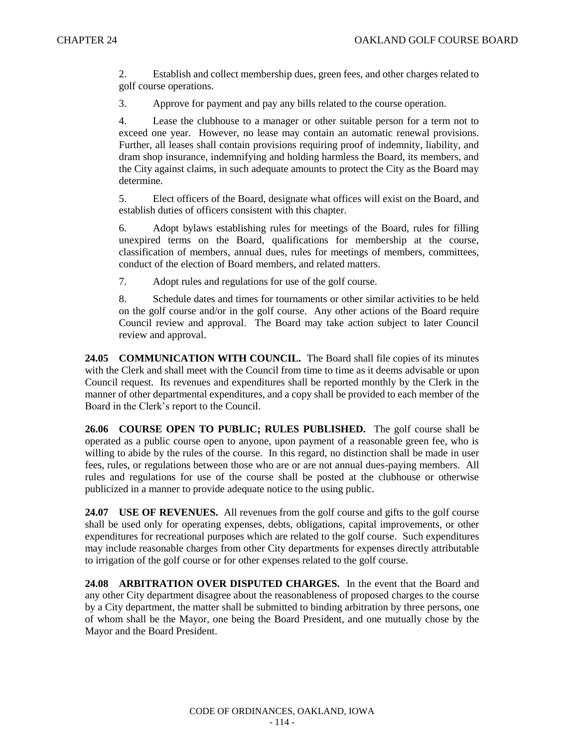2. Establish and collect membership dues, green fees, and other charges related to golf course operations.

3. Approve for payment and pay any bills related to the course operation.

4. Lease the clubhouse to a manager or other suitable person for a term not to exceed one year. However, no lease may contain an automatic renewal provisions. Further, all leases shall contain provisions requiring proof of indemnity, liability, and dram shop insurance, indemnifying and holding harmless the Board, its members, and the City against claims, in such adequate amounts to protect the City as the Board may determine.

5. Elect officers of the Board, designate what offices will exist on the Board, and establish duties of officers consistent with this chapter.

6. Adopt bylaws establishing rules for meetings of the Board, rules for filling unexpired terms on the Board, qualifications for membership at the course, classification of members, annual dues, rules for meetings of members, committees, conduct of the election of Board members, and related matters.

7. Adopt rules and regulations for use of the golf course.

8. Schedule dates and times for tournaments or other similar activities to be held on the golf course and/or in the golf course. Any other actions of the Board require Council review and approval. The Board may take action subject to later Council review and approval.

**24.05 COMMUNICATION WITH COUNCIL.** The Board shall file copies of its minutes with the Clerk and shall meet with the Council from time to time as it deems advisable or upon Council request. Its revenues and expenditures shall be reported monthly by the Clerk in the manner of other departmental expenditures, and a copy shall be provided to each member of the Board in the Clerk's report to the Council.

**26.06 COURSE OPEN TO PUBLIC; RULES PUBLISHED.** The golf course shall be operated as a public course open to anyone, upon payment of a reasonable green fee, who is willing to abide by the rules of the course. In this regard, no distinction shall be made in user fees, rules, or regulations between those who are or are not annual dues-paying members. All rules and regulations for use of the course shall be posted at the clubhouse or otherwise publicized in a manner to provide adequate notice to the using public.

**24.07 USE OF REVENUES.** All revenues from the golf course and gifts to the golf course shall be used only for operating expenses, debts, obligations, capital improvements, or other expenditures for recreational purposes which are related to the golf course. Such expenditures may include reasonable charges from other City departments for expenses directly attributable to irrigation of the golf course or for other expenses related to the golf course.

**24.08 ARBITRATION OVER DISPUTED CHARGES.** In the event that the Board and any other City department disagree about the reasonableness of proposed charges to the course by a City department, the matter shall be submitted to binding arbitration by three persons, one of whom shall be the Mayor, one being the Board President, and one mutually chose by the Mayor and the Board President.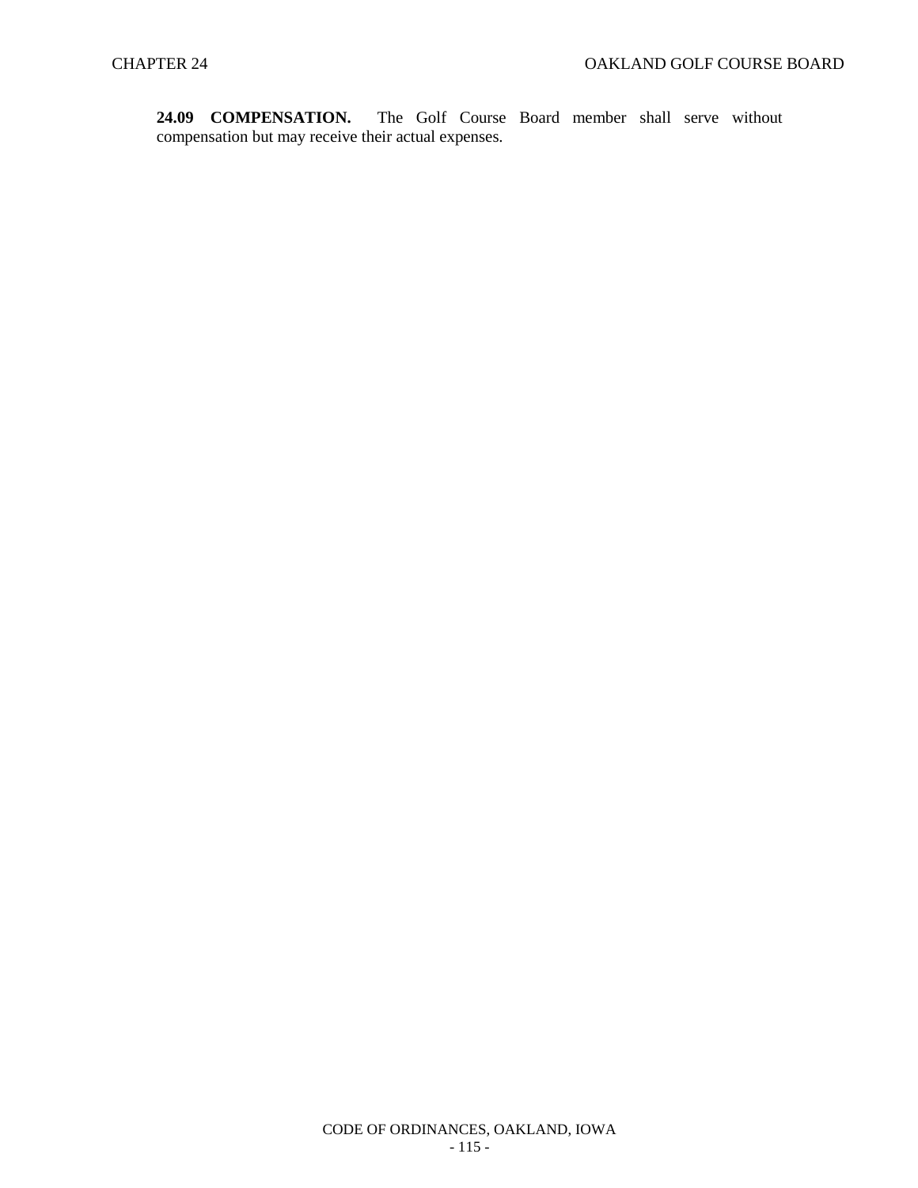**24.09 COMPENSATION.** The Golf Course Board member shall serve without compensation but may receive their actual expenses.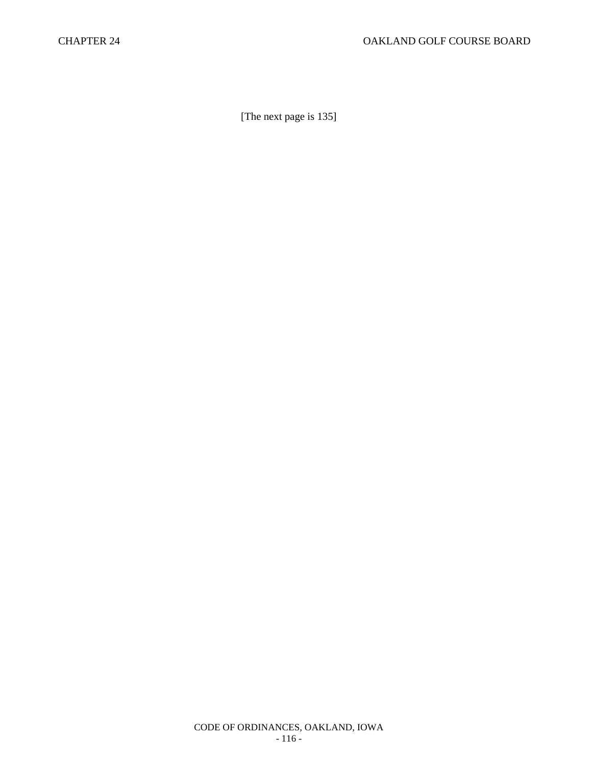[The next page is 135]